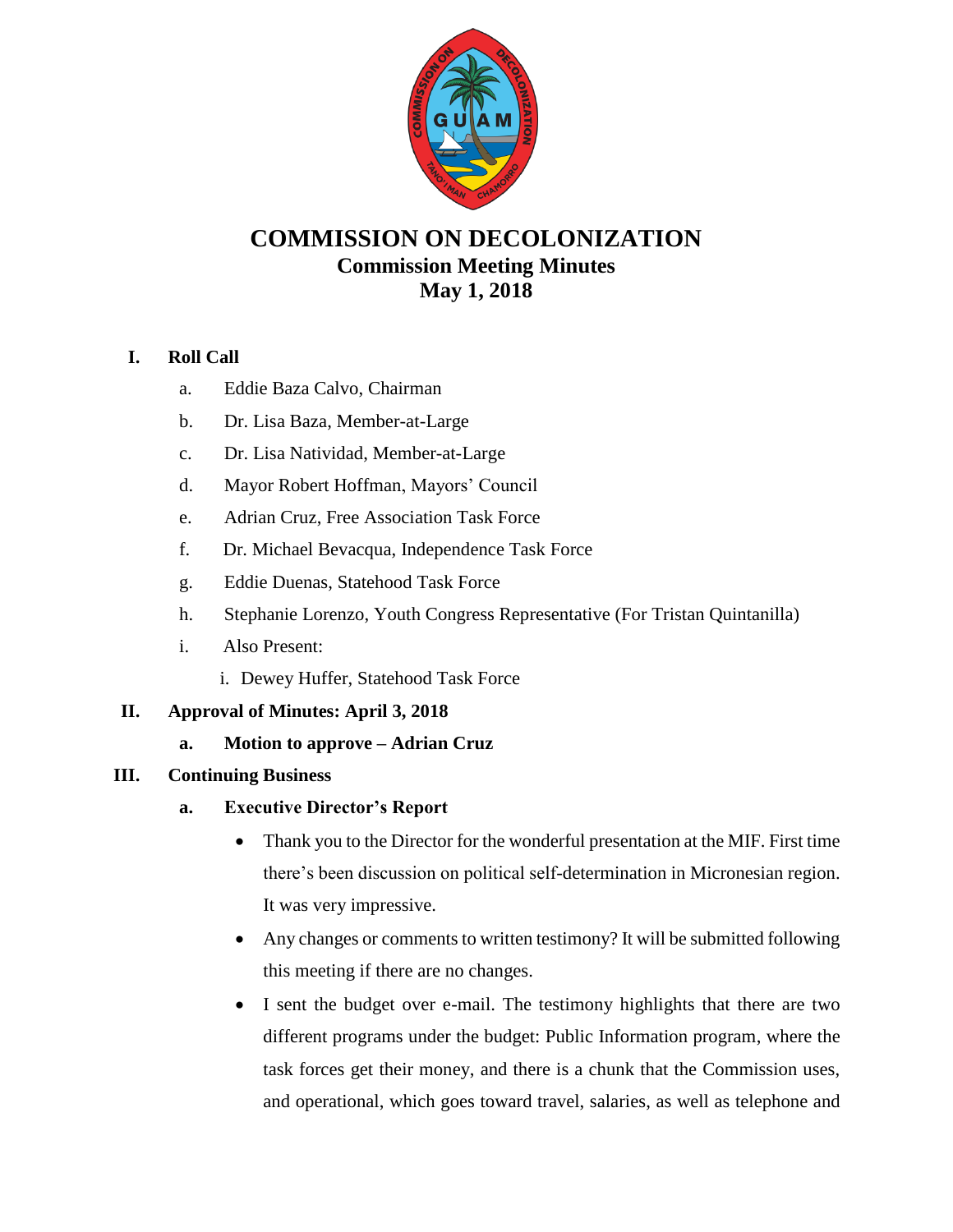# COMMISSION ON DECOLONIZATION

## Commission Meeting Minutes

## May 1, 2018

**I. Roll Call**

a. Eddie Baza Calvo, Chairman

b. Dr. Lisa Baza, Member-at-Large

c. Dr. Lisa Natividad, Member-at-Large

d. Mayor Robert Hoffman, Mayors' Council

e. Adrian Cruz, Free Association Task Force

f. Dr. Michael Bevacqua, Independence Task Force

g. Eddie Duenas, Statehood Task Force

h. Stephanie Lorenzo, Youth Congress Representative (For Tristan Quintanilla)

i. Also Present:

i. Dewey Huffer, Statehood Task Force

**II. Approval of Minutes: April 3, 2018**

**a. Motion to approve – Adrian Cruz**

**III. Continuing Business**

**a. Executive Director's Report**

- Thank you to the Director for the wonderful presentation at the MIF. First time there's been discussion on political self-determination in Micronesian region. It was very impressive.
- Any changes or comments to written testimony? It will be submitted following this meeting if there are no changes.
- I sent the budget over e-mail. The testimony highlights that there are two different programs under the budget: Public Information program, where the task forces get their money, and there is a chunk that the Commission uses, and operational, which goes toward travel, salaries, as well as telephone and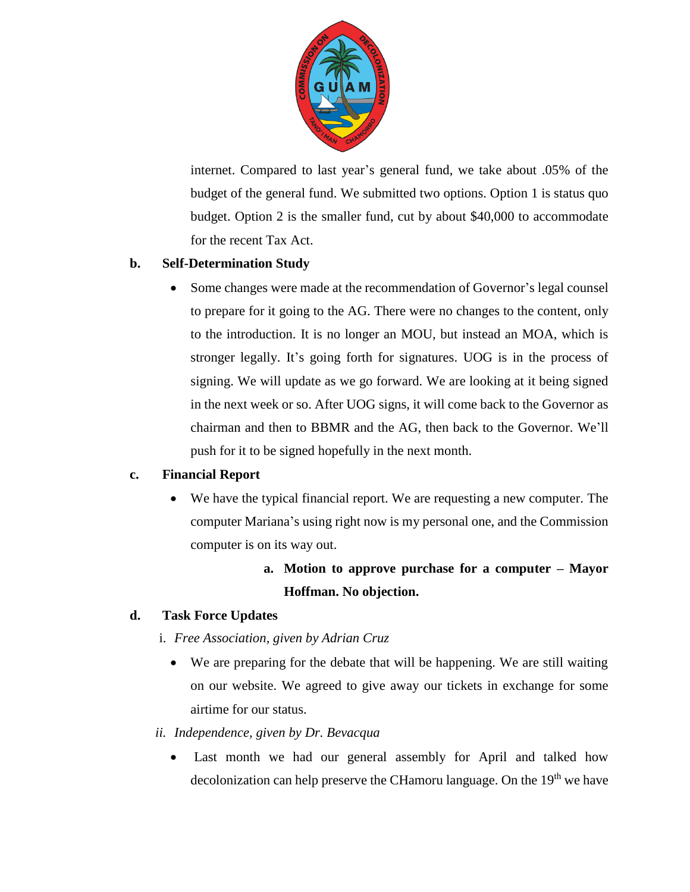internet. Compared to last year's general fund, we take about .05% of the budget of the general fund. We submitted two options. Option 1 is status quo budget. Option 2 is the smaller fund, cut by about $40,000 to accommodate for the recent Tax Act.

**b. Self-Determination Study**

- Some changes were made at the recommendation of Governor's legal counsel to prepare for it going to the AG. There were no changes to the content, only to the introduction. It is no longer an MOU, but instead an MOA, which is stronger legally. It's going forth for signatures. UOG is in the process of signing. We will update as we go forward. We are looking at it being signed in the next week or so. After UOG signs, it will come back to the Governor as chairman and then to BBMR and the AG, then back to the Governor. We'll push for it to be signed hopefully in the next month.

**c. Financial Report**

- We have the typical financial report. We are requesting a new computer. The computer Mariana's using right now is my personal one, and the Commission computer is on its way out.

  **a. Motion to approve purchase for a computer – Mayor Hoffman. No objection.**

**d. Task Force Updates**

i. *Free Association, given by Adrian Cruz*

- We are preparing for the debate that will be happening. We are still waiting on our website. We agreed to give away our tickets in exchange for some airtime for our status.

ii. *Independence, given by Dr. Bevacqua*

- Last month we had our general assembly for April and talked how decolonization can help preserve the CHamoru language. On the 19th we have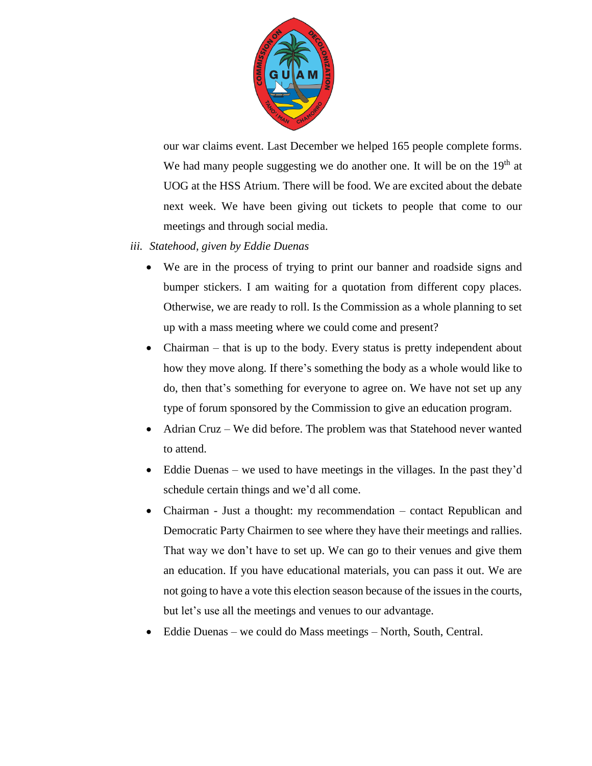our war claims event. Last December we helped 165 people complete forms. We had many people suggesting we do another one. It will be on the 19th at UOG at the HSS Atrium. There will be food. We are excited about the debate next week. We have been giving out tickets to people that come to our meetings and through social media.

iii. *Statehood, given by Eddie Duenas*

- We are in the process of trying to print our banner and roadside signs and bumper stickers. I am waiting for a quotation from different copy places. Otherwise, we are ready to roll. Is the Commission as a whole planning to set up with a mass meeting where we could come and present?
- Chairman – that is up to the body. Every status is pretty independent about how they move along. If there's something the body as a whole would like to do, then that's something for everyone to agree on. We have not set up any type of forum sponsored by the Commission to give an education program.
- Adrian Cruz – We did before. The problem was that Statehood never wanted to attend.
- Eddie Duenas – we used to have meetings in the villages. In the past they'd schedule certain things and we'd all come.
- Chairman - Just a thought: my recommendation – contact Republican and Democratic Party Chairmen to see where they have their meetings and rallies. That way we don't have to set up. We can go to their venues and give them an education. If you have educational materials, you can pass it out. We are not going to have a vote this election season because of the issues in the courts, but let's use all the meetings and venues to our advantage.
- Eddie Duenas – we could do Mass meetings – North, South, Central.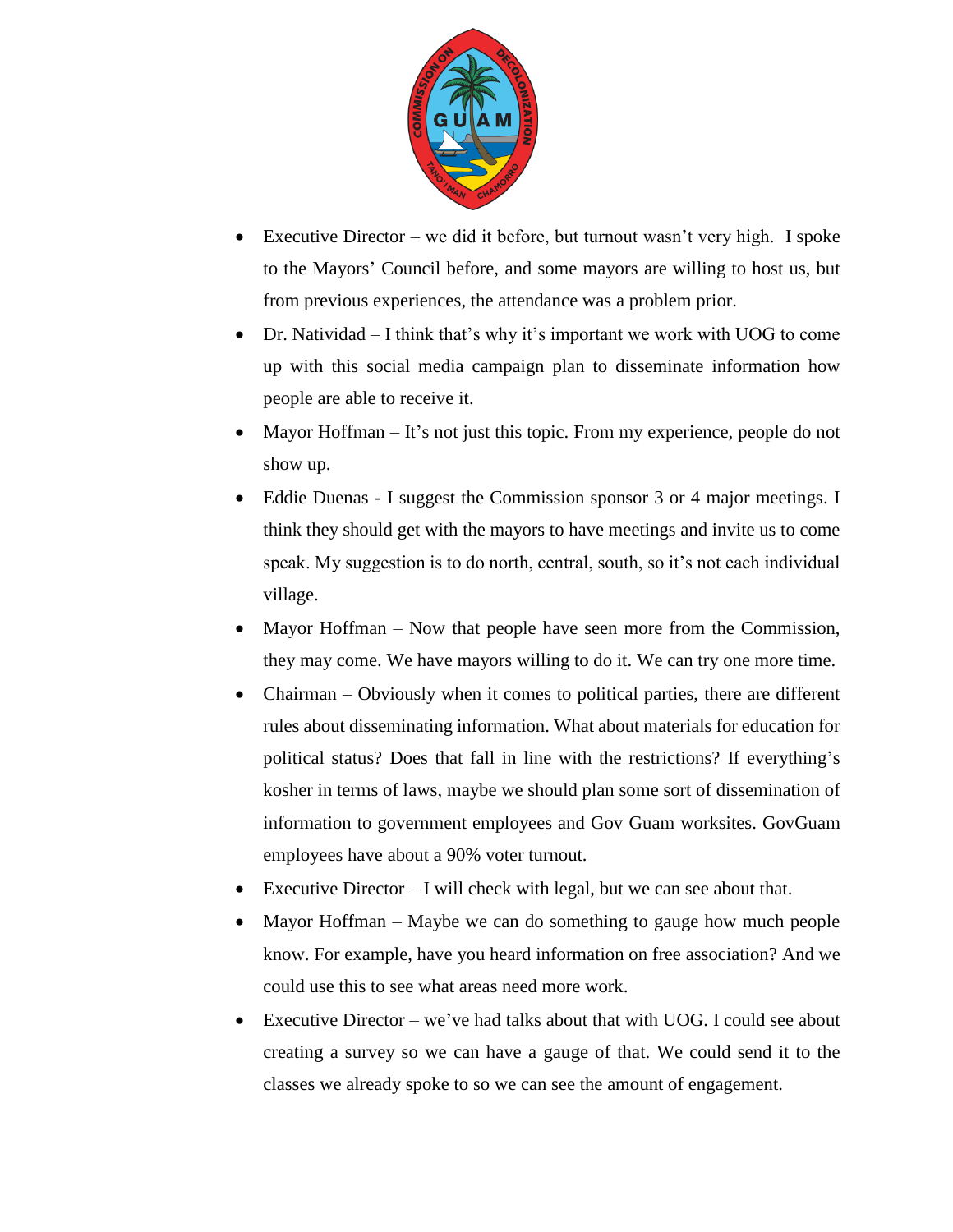- Executive Director – we did it before, but turnout wasn't very high. I spoke to the Mayors' Council before, and some mayors are willing to host us, but from previous experiences, the attendance was a problem prior.
- Dr. Natividad – I think that's why it's important we work with UOG to come up with this social media campaign plan to disseminate information how people are able to receive it.
- Mayor Hoffman – It's not just this topic. From my experience, people do not show up.
- Eddie Duenas - I suggest the Commission sponsor 3 or 4 major meetings. I think they should get with the mayors to have meetings and invite us to come speak. My suggestion is to do north, central, south, so it's not each individual village.
- Mayor Hoffman – Now that people have seen more from the Commission, they may come. We have mayors willing to do it. We can try one more time.
- Chairman – Obviously when it comes to political parties, there are different rules about disseminating information. What about materials for education for political status? Does that fall in line with the restrictions? If everything's kosher in terms of laws, maybe we should plan some sort of dissemination of information to government employees and Gov Guam worksites. GovGuam employees have about a 90% voter turnout.
- Executive Director – I will check with legal, but we can see about that.
- Mayor Hoffman – Maybe we can do something to gauge how much people know. For example, have you heard information on free association? And we could use this to see what areas need more work.
- Executive Director – we've had talks about that with UOG. I could see about creating a survey so we can have a gauge of that. We could send it to the classes we already spoke to so we can see the amount of engagement.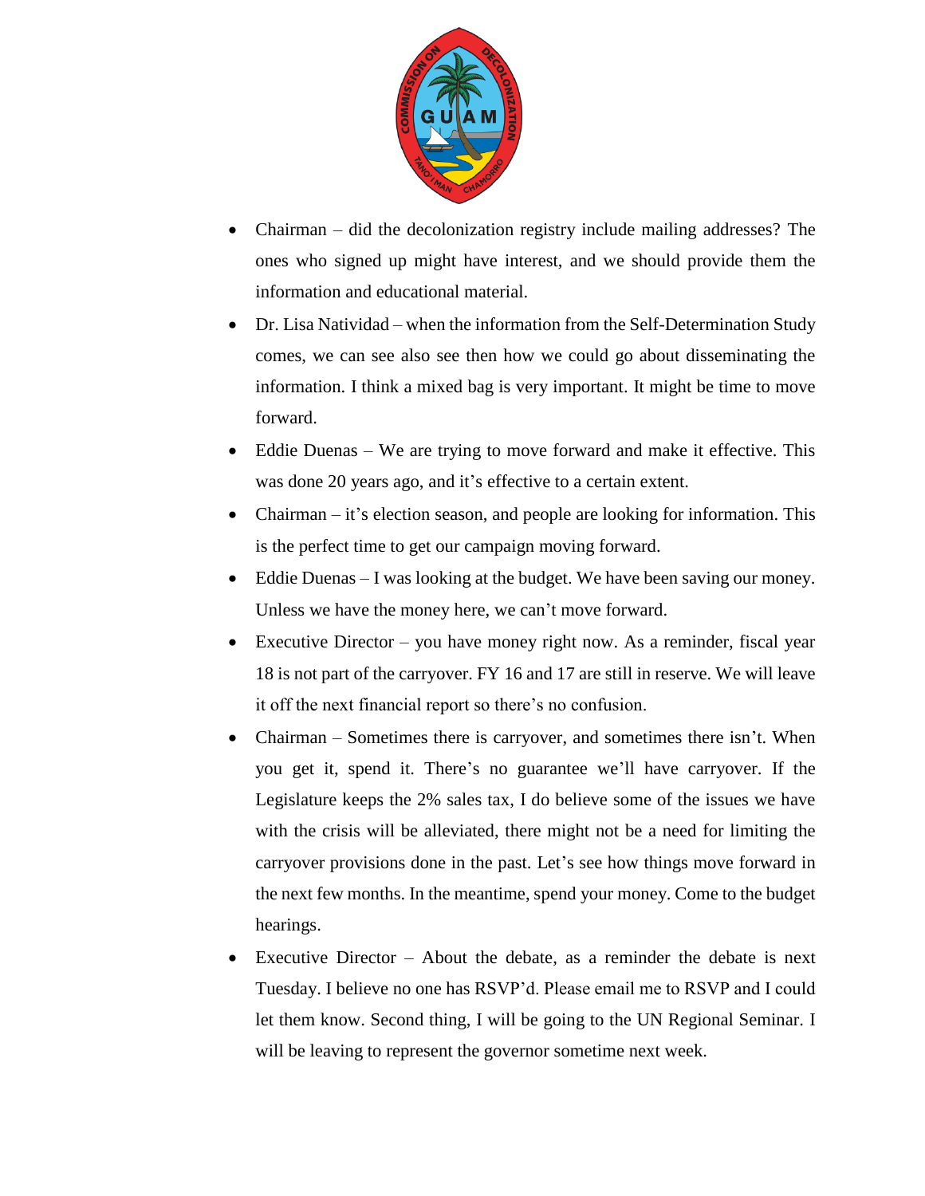- Chairman – did the decolonization registry include mailing addresses? The ones who signed up might have interest, and we should provide them the information and educational material.
- Dr. Lisa Natividad – when the information from the Self-Determination Study comes, we can see also see then how we could go about disseminating the information. I think a mixed bag is very important. It might be time to move forward.
- Eddie Duenas – We are trying to move forward and make it effective. This was done 20 years ago, and it's effective to a certain extent.
- Chairman – it's election season, and people are looking for information. This is the perfect time to get our campaign moving forward.
- Eddie Duenas – I was looking at the budget. We have been saving our money. Unless we have the money here, we can't move forward.
- Executive Director – you have money right now. As a reminder, fiscal year 18 is not part of the carryover. FY 16 and 17 are still in reserve. We will leave it off the next financial report so there's no confusion.
- Chairman – Sometimes there is carryover, and sometimes there isn't. When you get it, spend it. There's no guarantee we'll have carryover. If the Legislature keeps the 2% sales tax, I do believe some of the issues we have with the crisis will be alleviated, there might not be a need for limiting the carryover provisions done in the past. Let's see how things move forward in the next few months. In the meantime, spend your money. Come to the budget hearings.
- Executive Director – About the debate, as a reminder the debate is next Tuesday. I believe no one has RSVP'd. Please email me to RSVP and I could let them know. Second thing, I will be going to the UN Regional Seminar. I will be leaving to represent the governor sometime next week.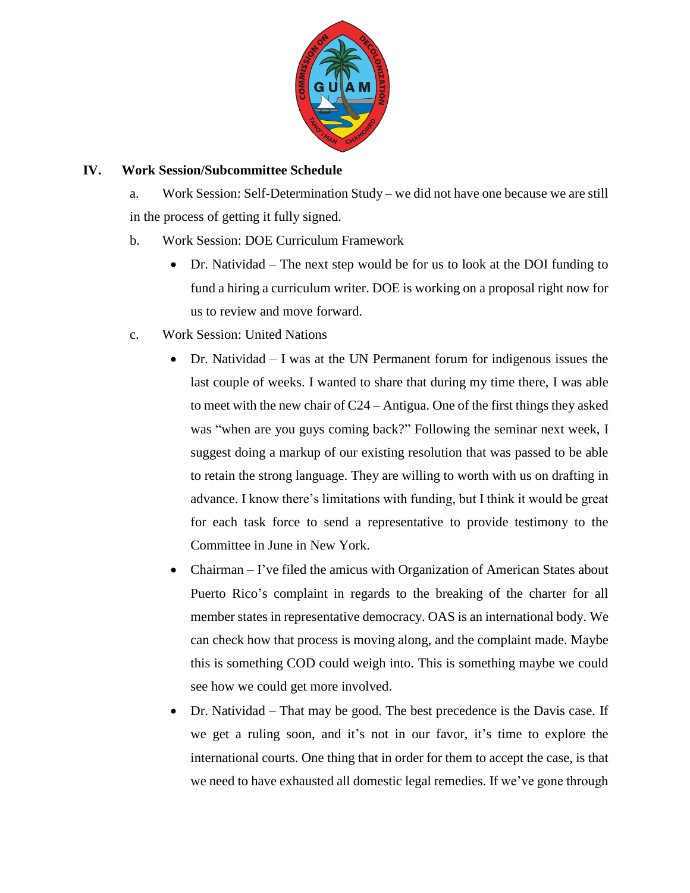## IV. Work Session/Subcommittee Schedule

a. Work Session: Self-Determination Study – we did not have one because we are still in the process of getting it fully signed.

b. Work Session: DOE Curriculum Framework

- Dr. Natividad – The next step would be for us to look at the DOI funding to fund a hiring a curriculum writer. DOE is working on a proposal right now for us to review and move forward.

c. Work Session: United Nations

- Dr. Natividad – I was at the UN Permanent forum for indigenous issues the last couple of weeks. I wanted to share that during my time there, I was able to meet with the new chair of C24 – Antigua. One of the first things they asked was "when are you guys coming back?" Following the seminar next week, I suggest doing a markup of our existing resolution that was passed to be able to retain the strong language. They are willing to worth with us on drafting in advance. I know there's limitations with funding, but I think it would be great for each task force to send a representative to provide testimony to the Committee in June in New York.
- Chairman – I've filed the amicus with Organization of American States about Puerto Rico's complaint in regards to the breaking of the charter for all member states in representative democracy. OAS is an international body. We can check how that process is moving along, and the complaint made. Maybe this is something COD could weigh into. This is something maybe we could see how we could get more involved.
- Dr. Natividad – That may be good. The best precedence is the Davis case. If we get a ruling soon, and it's not in our favor, it's time to explore the international courts. One thing that in order for them to accept the case, is that we need to have exhausted all domestic legal remedies. If we've gone through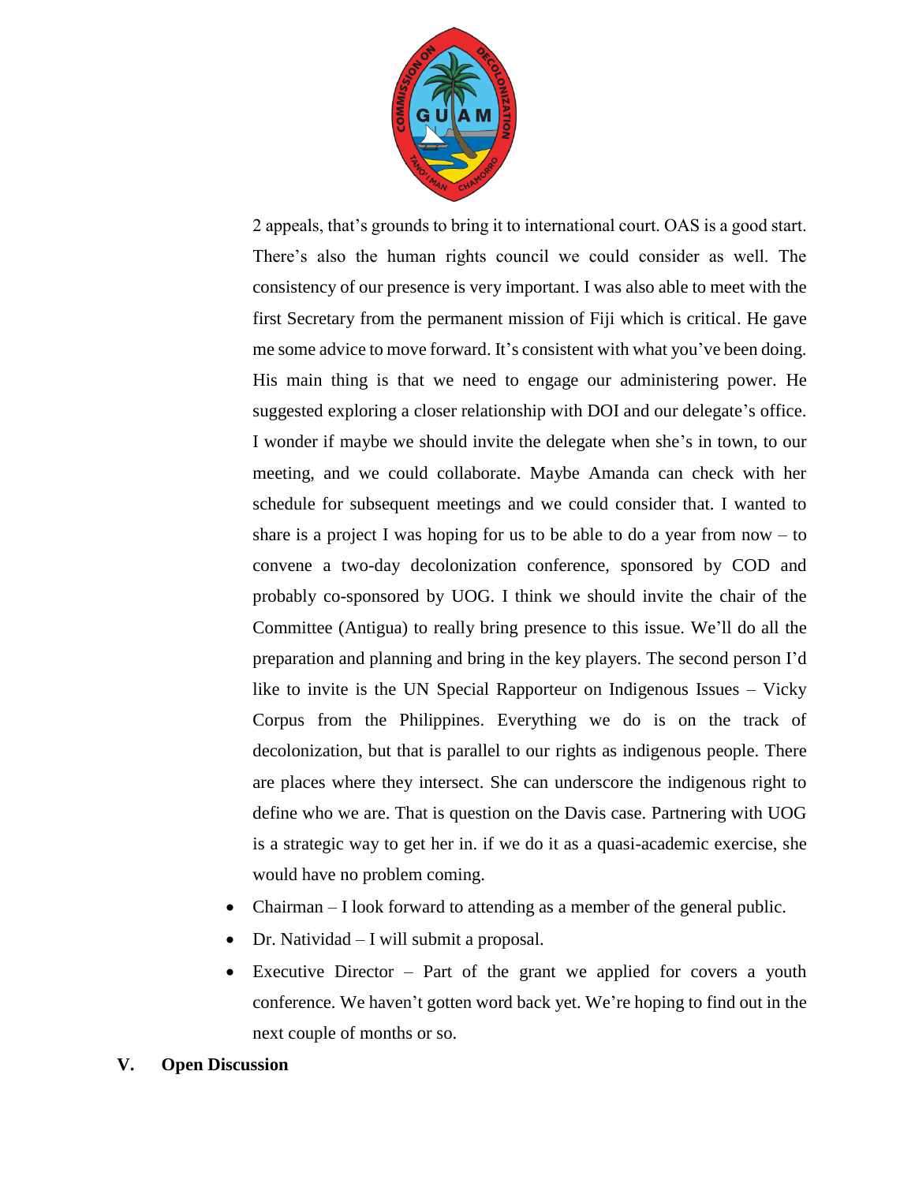2 appeals, that's grounds to bring it to international court. OAS is a good start. There's also the human rights council we could consider as well. The consistency of our presence is very important. I was also able to meet with the first Secretary from the permanent mission of Fiji which is critical. He gave me some advice to move forward. It's consistent with what you've been doing. His main thing is that we need to engage our administering power. He suggested exploring a closer relationship with DOI and our delegate's office. I wonder if maybe we should invite the delegate when she's in town, to our meeting, and we could collaborate. Maybe Amanda can check with her schedule for subsequent meetings and we could consider that. I wanted to share is a project I was hoping for us to be able to do a year from now – to convene a two-day decolonization conference, sponsored by COD and probably co-sponsored by UOG. I think we should invite the chair of the Committee (Antigua) to really bring presence to this issue. We'll do all the preparation and planning and bring in the key players. The second person I'd like to invite is the UN Special Rapporteur on Indigenous Issues – Vicky Corpus from the Philippines. Everything we do is on the track of decolonization, but that is parallel to our rights as indigenous people. There are places where they intersect. She can underscore the indigenous right to define who we are. That is question on the Davis case. Partnering with UOG is a strategic way to get her in. if we do it as a quasi-academic exercise, she would have no problem coming.

- Chairman – I look forward to attending as a member of the general public.
- Dr. Natividad – I will submit a proposal.
- Executive Director – Part of the grant we applied for covers a youth conference. We haven't gotten word back yet. We're hoping to find out in the next couple of months or so.

## V. Open Discussion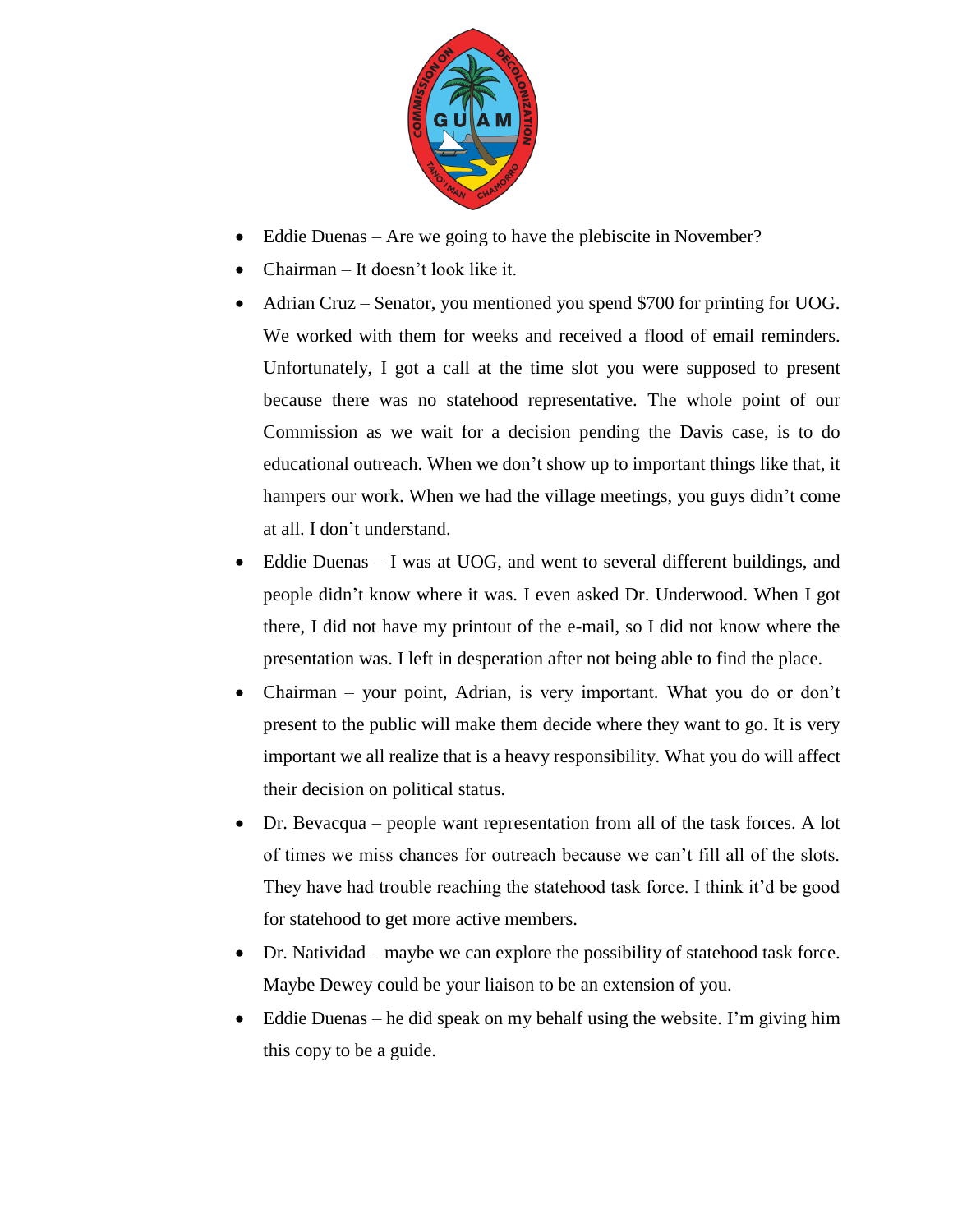- Eddie Duenas – Are we going to have the plebiscite in November?
- Chairman – It doesn't look like it.
- Adrian Cruz – Senator, you mentioned you spend $700 for printing for UOG. We worked with them for weeks and received a flood of email reminders. Unfortunately, I got a call at the time slot you were supposed to present because there was no statehood representative. The whole point of our Commission as we wait for a decision pending the Davis case, is to do educational outreach. When we don't show up to important things like that, it hampers our work. When we had the village meetings, you guys didn't come at all. I don't understand.
- Eddie Duenas – I was at UOG, and went to several different buildings, and people didn't know where it was. I even asked Dr. Underwood. When I got there, I did not have my printout of the e-mail, so I did not know where the presentation was. I left in desperation after not being able to find the place.
- Chairman – your point, Adrian, is very important. What you do or don't present to the public will make them decide where they want to go. It is very important we all realize that is a heavy responsibility. What you do will affect their decision on political status.
- Dr. Bevacqua – people want representation from all of the task forces. A lot of times we miss chances for outreach because we can't fill all of the slots. They have had trouble reaching the statehood task force. I think it'd be good for statehood to get more active members.
- Dr. Natividad – maybe we can explore the possibility of statehood task force. Maybe Dewey could be your liaison to be an extension of you.
- Eddie Duenas – he did speak on my behalf using the website. I'm giving him this copy to be a guide.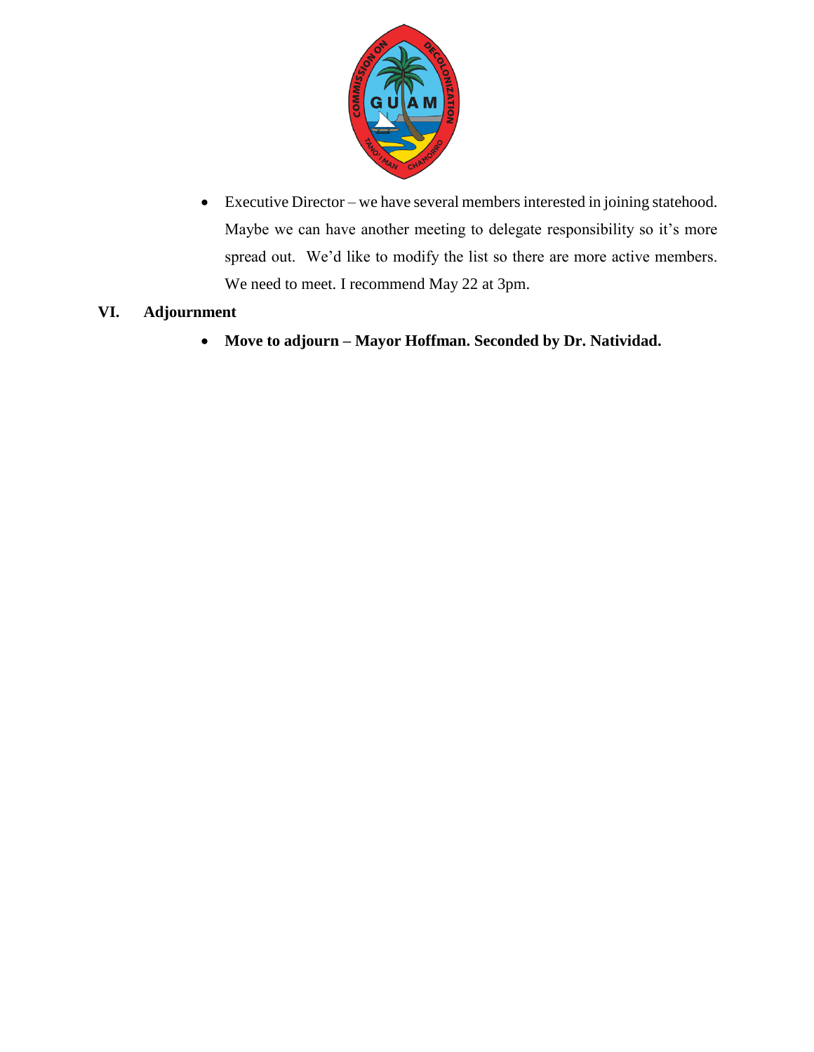- Executive Director – we have several members interested in joining statehood. Maybe we can have another meeting to delegate responsibility so it's more spread out. We'd like to modify the list so there are more active members. We need to meet. I recommend May 22 at 3pm.

## VI. Adjournment

- **Move to adjourn – Mayor Hoffman. Seconded by Dr. Natividad.**